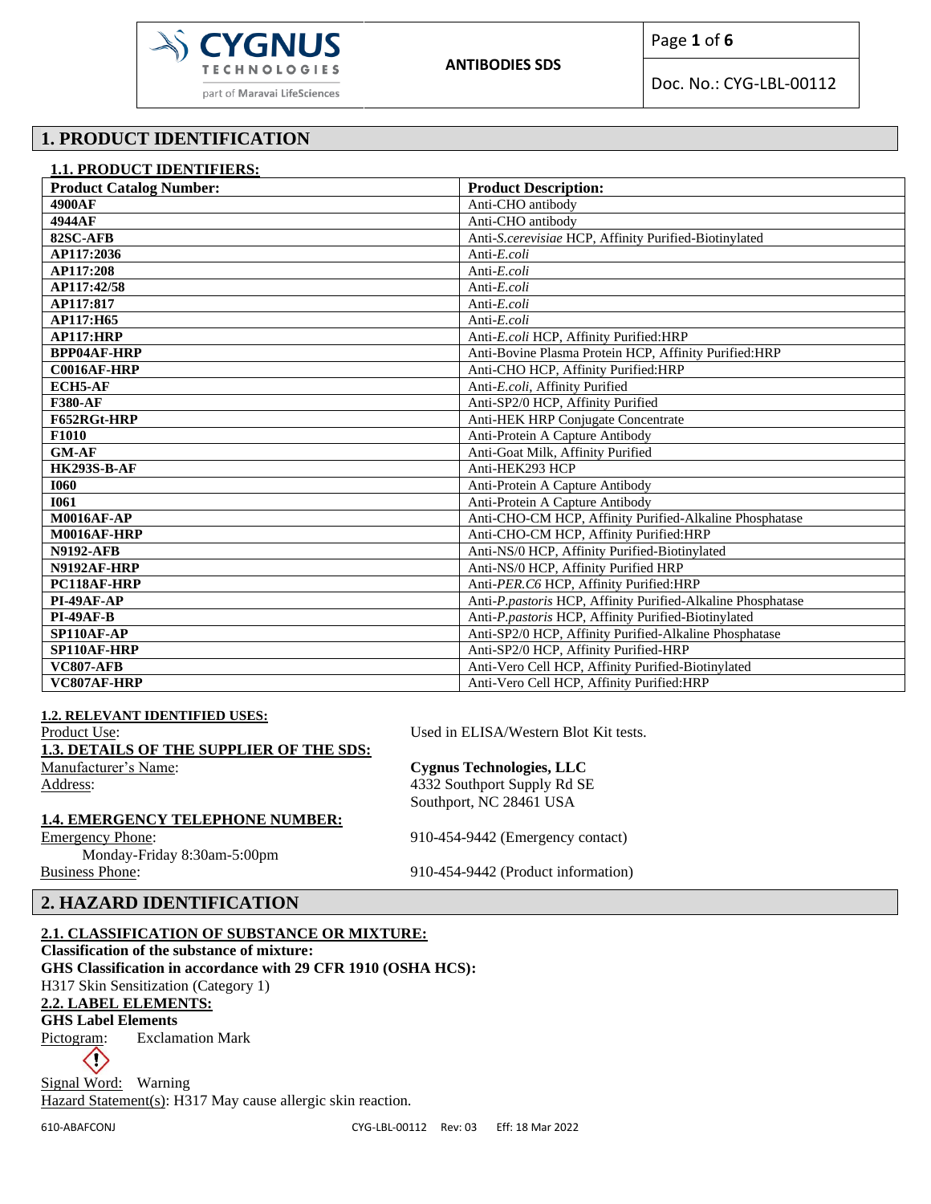## 1. PRODUCT IDENTIFICATION

### 1.1. PRODUCT IDENTIFIERS:

| Product Catalog Number: | Product Description: |
|---|---|
| **4900AF** | Anti-CHO antibody |
| **4944AF** | Anti-CHO antibody |
| **82SC-AFB** | Anti-*S.cerevisiae* HCP, Affinity Purified-Biotinylated |
| **AP117:2036** | Anti-*E.coli* |
| **AP117:208** | Anti-*E.coli* |
| **AP117:42/58** | Anti-*E.coli* |
| **AP117:817** | Anti-*E.coli* |
| **AP117:H65** | Anti-*E.coli* |
| **AP117:HRP** | Anti-*E.coli* HCP, Affinity Purified:HRP |
| **BPP04AF-HRP** | Anti-Bovine Plasma Protein HCP, Affinity Purified:HRP |
| **C0016AF-HRP** | Anti-CHO HCP, Affinity Purified:HRP |
| **ECH5-AF** | Anti-*E.coli*, Affinity Purified |
| **F380-AF** | Anti-SP2/0 HCP, Affinity Purified |
| **F652RGt-HRP** | Anti-HEK HRP Conjugate Concentrate |
| **F1010** | Anti-Protein A Capture Antibody |
| **GM-AF** | Anti-Goat Milk, Affinity Purified |
| **HK293S-B-AF** | Anti-HEK293 HCP |
| **I060** | Anti-Protein A Capture Antibody |
| **I061** | Anti-Protein A Capture Antibody |
| **M0016AF-AP** | Anti-CHO-CM HCP, Affinity Purified-Alkaline Phosphatase |
| **M0016AF-HRP** | Anti-CHO-CM HCP, Affinity Purified:HRP |
| **N9192-AFB** | Anti-NS/0 HCP, Affinity Purified-Biotinylated |
| **N9192AF-HRP** | Anti-NS/0 HCP, Affinity Purified HRP |
| **PC118AF-HRP** | Anti-*PER.C6* HCP, Affinity Purified:HRP |
| **PI-49AF-AP** | Anti-*P.pastoris* HCP, Affinity Purified-Alkaline Phosphatase |
| **PI-49AF-B** | Anti-*P.pastoris* HCP, Affinity Purified-Biotinylated |
| **SP110AF-AP** | Anti-SP2/0 HCP, Affinity Purified-Alkaline Phosphatase |
| **SP110AF-HRP** | Anti-SP2/0 HCP, Affinity Purified-HRP |
| **VC807-AFB** | Anti-Vero Cell HCP, Affinity Purified-Biotinylated |
| **VC807AF-HRP** | Anti-Vero Cell HCP, Affinity Purified:HRP |

### 1.2. RELEVANT IDENTIFIED USES:

Product Use: Used in ELISA/Western Blot Kit tests.

### 1.3. DETAILS OF THE SUPPLIER OF THE SDS:

Manufacturer's Name: **Cygnus Technologies, LLC**

Address: 4332 Southport Supply Rd SE
Southport, NC 28461 USA

### 1.4. EMERGENCY TELEPHONE NUMBER:

Emergency Phone: 910-454-9442 (Emergency contact)
Monday-Friday 8:30am-5:00pm

Business Phone: 910-454-9442 (Product information)

## 2. HAZARD IDENTIFICATION

### 2.1. CLASSIFICATION OF SUBSTANCE OR MIXTURE:

**Classification of the substance of mixture:**

**GHS Classification in accordance with 29 CFR 1910 (OSHA HCS):**

H317 Skin Sensitization (Category 1)

### 2.2. LABEL ELEMENTS:

**GHS Label Elements**

Pictogram: Exclamation Mark

Signal Word: Warning

Hazard Statement(s): H317 May cause allergic skin reaction.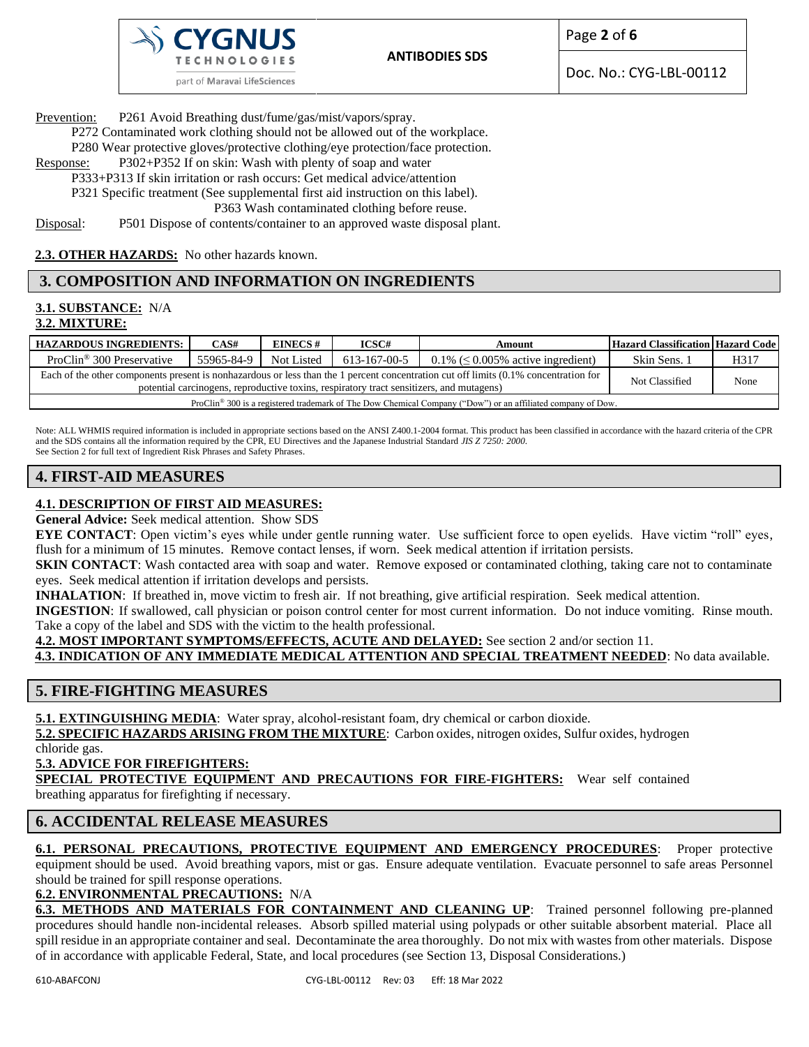Prevention: P261 Avoid Breathing dust/fume/gas/mist/vapors/spray.
P272 Contaminated work clothing should not be allowed out of the workplace.
P280 Wear protective gloves/protective clothing/eye protection/face protection.

Response: P302+P352 If on skin: Wash with plenty of soap and water
P333+P313 If skin irritation or rash occurs: Get medical advice/attention
P321 Specific treatment (See supplemental first aid instruction on this label).
P363 Wash contaminated clothing before reuse.

Disposal: P501 Dispose of contents/container to an approved waste disposal plant.

**2.3. OTHER HAZARDS:** No other hazards known.

## 3. COMPOSITION AND INFORMATION ON INGREDIENTS

**3.1. SUBSTANCE:** N/A

**3.2. MIXTURE:**

| HAZARDOUS INGREDIENTS: | CAS# | EINECS # | ICSC# | Amount | Hazard Classification | Hazard Code |
|---|---|---|---|---|---|---|
| ProClin® 300 Preservative | 55965-84-9 | Not Listed | 613-167-00-5 | 0.1% (≤ 0.005% active ingredient) | Skin Sens. 1 | H317 |
| Each of the other components present is nonhazardous or less than the 1 percent concentration cut off limits (0.1% concentration for potential carcinogens, reproductive toxins, respiratory tract sensitizers, and mutagens) | | | | | Not Classified | None |
| ProClin® 300 is a registered trademark of The Dow Chemical Company ("Dow") or an affiliated company of Dow. | | | | | | |

Note: ALL WHMIS required information is included in appropriate sections based on the ANSI Z400.1-2004 format. This product has been classified in accordance with the hazard criteria of the CPR and the SDS contains all the information required by the CPR, EU Directives and the Japanese Industrial Standard *JIS Z 7250: 2000.*
See Section 2 for full text of Ingredient Risk Phrases and Safety Phrases.

## 4. FIRST-AID MEASURES

**4.1. DESCRIPTION OF FIRST AID MEASURES:**

**General Advice:** Seek medical attention. Show SDS

**EYE CONTACT**: Open victim's eyes while under gentle running water. Use sufficient force to open eyelids. Have victim "roll" eyes, flush for a minimum of 15 minutes. Remove contact lenses, if worn. Seek medical attention if irritation persists.

**SKIN CONTACT**: Wash contacted area with soap and water. Remove exposed or contaminated clothing, taking care not to contaminate eyes. Seek medical attention if irritation develops and persists.

**INHALATION**: If breathed in, move victim to fresh air. If not breathing, give artificial respiration. Seek medical attention.

**INGESTION**: If swallowed, call physician or poison control center for most current information. Do not induce vomiting. Rinse mouth. Take a copy of the label and SDS with the victim to the health professional.

**4.2. MOST IMPORTANT SYMPTOMS/EFFECTS, ACUTE AND DELAYED:** See section 2 and/or section 11.

**4.3. INDICATION OF ANY IMMEDIATE MEDICAL ATTENTION AND SPECIAL TREATMENT NEEDED**: No data available.

## 5. FIRE-FIGHTING MEASURES

**5.1. EXTINGUISHING MEDIA**: Water spray, alcohol-resistant foam, dry chemical or carbon dioxide.

**5.2. SPECIFIC HAZARDS ARISING FROM THE MIXTURE**: Carbon oxides, nitrogen oxides, Sulfur oxides, hydrogen chloride gas.

**5.3. ADVICE FOR FIREFIGHTERS:**

**SPECIAL PROTECTIVE EQUIPMENT AND PRECAUTIONS FOR FIRE-FIGHTERS:** Wear self contained breathing apparatus for firefighting if necessary.

## 6. ACCIDENTAL RELEASE MEASURES

**6.1. PERSONAL PRECAUTIONS, PROTECTIVE EQUIPMENT AND EMERGENCY PROCEDURES**: Proper protective equipment should be used. Avoid breathing vapors, mist or gas. Ensure adequate ventilation. Evacuate personnel to safe areas Personnel should be trained for spill response operations.

**6.2. ENVIRONMENTAL PRECAUTIONS:** N/A

**6.3. METHODS AND MATERIALS FOR CONTAINMENT AND CLEANING UP**: Trained personnel following pre-planned procedures should handle non-incidental releases. Absorb spilled material using polypads or other suitable absorbent material. Place all spill residue in an appropriate container and seal. Decontaminate the area thoroughly. Do not mix with wastes from other materials. Dispose of in accordance with applicable Federal, State, and local procedures (see Section 13, Disposal Considerations.)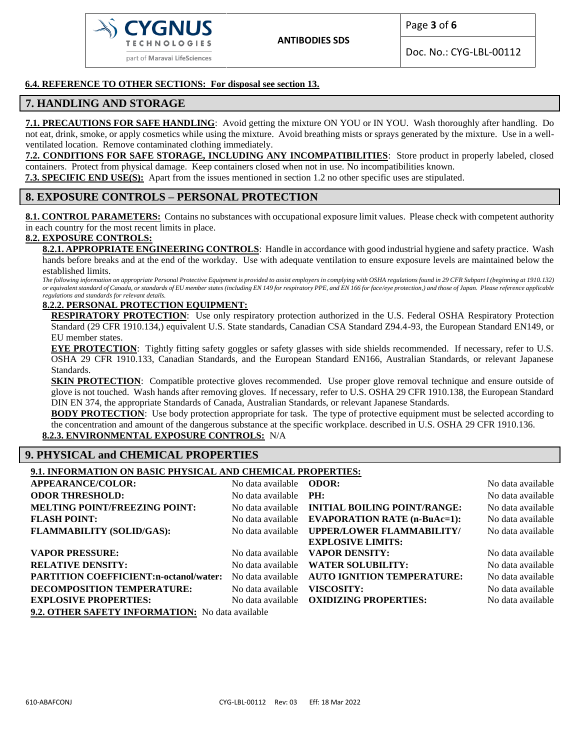**6.4. REFERENCE TO OTHER SECTIONS: For disposal see section 13.**

## 7. HANDLING AND STORAGE

**7.1. PRECAUTIONS FOR SAFE HANDLING**: Avoid getting the mixture ON YOU or IN YOU. Wash thoroughly after handling. Do not eat, drink, smoke, or apply cosmetics while using the mixture. Avoid breathing mists or sprays generated by the mixture. Use in a well-ventilated location. Remove contaminated clothing immediately.

**7.2. CONDITIONS FOR SAFE STORAGE, INCLUDING ANY INCOMPATIBILITIES**: Store product in properly labeled, closed containers. Protect from physical damage. Keep containers closed when not in use. No incompatibilities known.

**7.3. SPECIFIC END USE(S):** Apart from the issues mentioned in section 1.2 no other specific uses are stipulated.

## 8. EXPOSURE CONTROLS – PERSONAL PROTECTION

**8.1. CONTROL PARAMETERS:** Contains no substances with occupational exposure limit values. Please check with competent authority in each country for the most recent limits in place.

**8.2. EXPOSURE CONTROLS:**

**8.2.1. APPROPRIATE ENGINEERING CONTROLS**: Handle in accordance with good industrial hygiene and safety practice. Wash hands before breaks and at the end of the workday. Use with adequate ventilation to ensure exposure levels are maintained below the established limits.

*The following information on appropriate Personal Protective Equipment is provided to assist employers in complying with OSHA regulations found in 29 CFR Subpart I (beginning at 1910.132) or equivalent standard of Canada, or standards of EU member states (including EN 149 for respiratory PPE, and EN 166 for face/eye protection,) and those of Japan. Please reference applicable regulations and standards for relevant details.*

**8.2.2. PERSONAL PROTECTION EQUIPMENT:**

**RESPIRATORY PROTECTION**: Use only respiratory protection authorized in the U.S. Federal OSHA Respiratory Protection Standard (29 CFR 1910.134,) equivalent U.S. State standards, Canadian CSA Standard Z94.4-93, the European Standard EN149, or EU member states.

**EYE PROTECTION**: Tightly fitting safety goggles or safety glasses with side shields recommended. If necessary, refer to U.S. OSHA 29 CFR 1910.133, Canadian Standards, and the European Standard EN166, Australian Standards, or relevant Japanese Standards.

**SKIN PROTECTION**: Compatible protective gloves recommended. Use proper glove removal technique and ensure outside of glove is not touched. Wash hands after removing gloves. If necessary, refer to U.S. OSHA 29 CFR 1910.138, the European Standard DIN EN 374, the appropriate Standards of Canada, Australian Standards, or relevant Japanese Standards.

**BODY PROTECTION**: Use body protection appropriate for task. The type of protective equipment must be selected according to the concentration and amount of the dangerous substance at the specific workplace. described in U.S. OSHA 29 CFR 1910.136.

**8.2.3. ENVIRONMENTAL EXPOSURE CONTROLS:** N/A

## 9. PHYSICAL and CHEMICAL PROPERTIES

**9.1. INFORMATION ON BASIC PHYSICAL AND CHEMICAL PROPERTIES:**

| Property | Value | Property | Value |
|---|---|---|---|
| **APPEARANCE/COLOR:** | No data available | **ODOR:** | No data available |
| **ODOR THRESHOLD:** | No data available | **PH:** | No data available |
| **MELTING POINT/FREEZING POINT:** | No data available | **INITIAL BOILING POINT/RANGE:** | No data available |
| **FLASH POINT:** | No data available | **EVAPORATION RATE (n-BuAc=1):** | No data available |
| **FLAMMABILITY (SOLID/GAS):** | No data available | **UPPER/LOWER FLAMMABILITY/ EXPLOSIVE LIMITS:** | No data available |
| **VAPOR PRESSURE:** | No data available | **VAPOR DENSITY:** | No data available |
| **RELATIVE DENSITY:** | No data available | **WATER SOLUBILITY:** | No data available |
| **PARTITION COEFFICIENT:n-octanol/water:** | No data available | **AUTO IGNITION TEMPERATURE:** | No data available |
| **DECOMPOSITION TEMPERATURE:** | No data available | **VISCOSITY:** | No data available |
| **EXPLOSIVE PROPERTIES:** | No data available | **OXIDIZING PROPERTIES:** | No data available |

**9.2. OTHER SAFETY INFORMATION:** No data available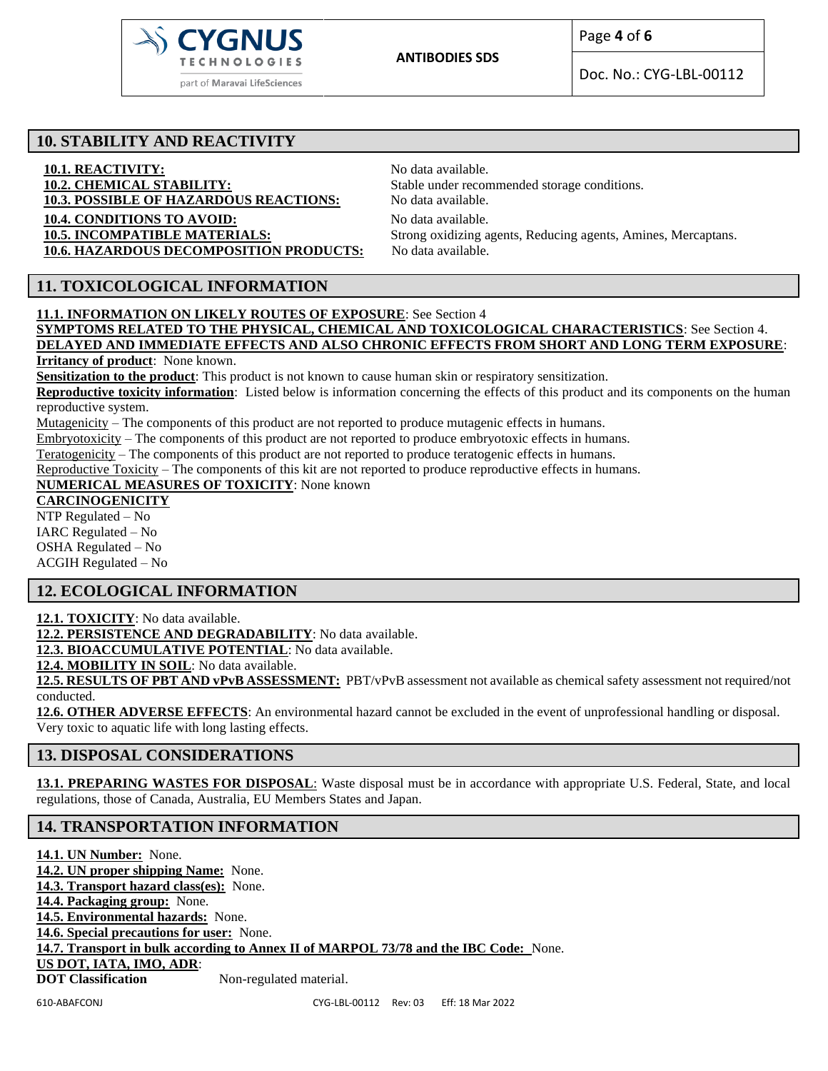## 10. STABILITY AND REACTIVITY

**10.1. REACTIVITY:** No data available.
**10.2. CHEMICAL STABILITY:** Stable under recommended storage conditions.
**10.3. POSSIBLE OF HAZARDOUS REACTIONS:** No data available.
**10.4. CONDITIONS TO AVOID:** No data available.
**10.5. INCOMPATIBLE MATERIALS:** Strong oxidizing agents, Reducing agents, Amines, Mercaptans.
**10.6. HAZARDOUS DECOMPOSITION PRODUCTS:** No data available.

## 11. TOXICOLOGICAL INFORMATION

**11.1. INFORMATION ON LIKELY ROUTES OF EXPOSURE**: See Section 4
**SYMPTOMS RELATED TO THE PHYSICAL, CHEMICAL AND TOXICOLOGICAL CHARACTERISTICS**: See Section 4.
**DELAYED AND IMMEDIATE EFFECTS AND ALSO CHRONIC EFFECTS FROM SHORT AND LONG TERM EXPOSURE**:
**Irritancy of product**: None known.
**Sensitization to the product**: This product is not known to cause human skin or respiratory sensitization.
**Reproductive toxicity information**: Listed below is information concerning the effects of this product and its components on the human reproductive system.
Mutagenicity – The components of this product are not reported to produce mutagenic effects in humans.
Embryotoxicity – The components of this product are not reported to produce embryotoxic effects in humans.
Teratogenicity – The components of this product are not reported to produce teratogenic effects in humans.
Reproductive Toxicity – The components of this kit are not reported to produce reproductive effects in humans.
**NUMERICAL MEASURES OF TOXICITY**: None known
**CARCINOGENICITY**
NTP Regulated – No
IARC Regulated – No
OSHA Regulated – No
ACGIH Regulated – No

## 12. ECOLOGICAL INFORMATION

**12.1. TOXICITY**: No data available.
**12.2. PERSISTENCE AND DEGRADABILITY**: No data available.
**12.3. BIOACCUMULATIVE POTENTIAL**: No data available.
**12.4. MOBILITY IN SOIL**: No data available.
**12.5. RESULTS OF PBT AND vPvB ASSESSMENT:** PBT/vPvB assessment not available as chemical safety assessment not required/not conducted.
**12.6. OTHER ADVERSE EFFECTS**: An environmental hazard cannot be excluded in the event of unprofessional handling or disposal. Very toxic to aquatic life with long lasting effects.

## 13. DISPOSAL CONSIDERATIONS

**13.1. PREPARING WASTES FOR DISPOSAL**: Waste disposal must be in accordance with appropriate U.S. Federal, State, and local regulations, those of Canada, Australia, EU Members States and Japan.

## 14. TRANSPORTATION INFORMATION

**14.1. UN Number:** None.
**14.2. UN proper shipping Name:** None.
**14.3. Transport hazard class(es):** None.
**14.4. Packaging group:** None.
**14.5. Environmental hazards:** None.
**14.6. Special precautions for user:** None.
**14.7. Transport in bulk according to Annex II of MARPOL 73/78 and the IBC Code:** None.
**US DOT, IATA, IMO, ADR**:
**DOT Classification** Non-regulated material.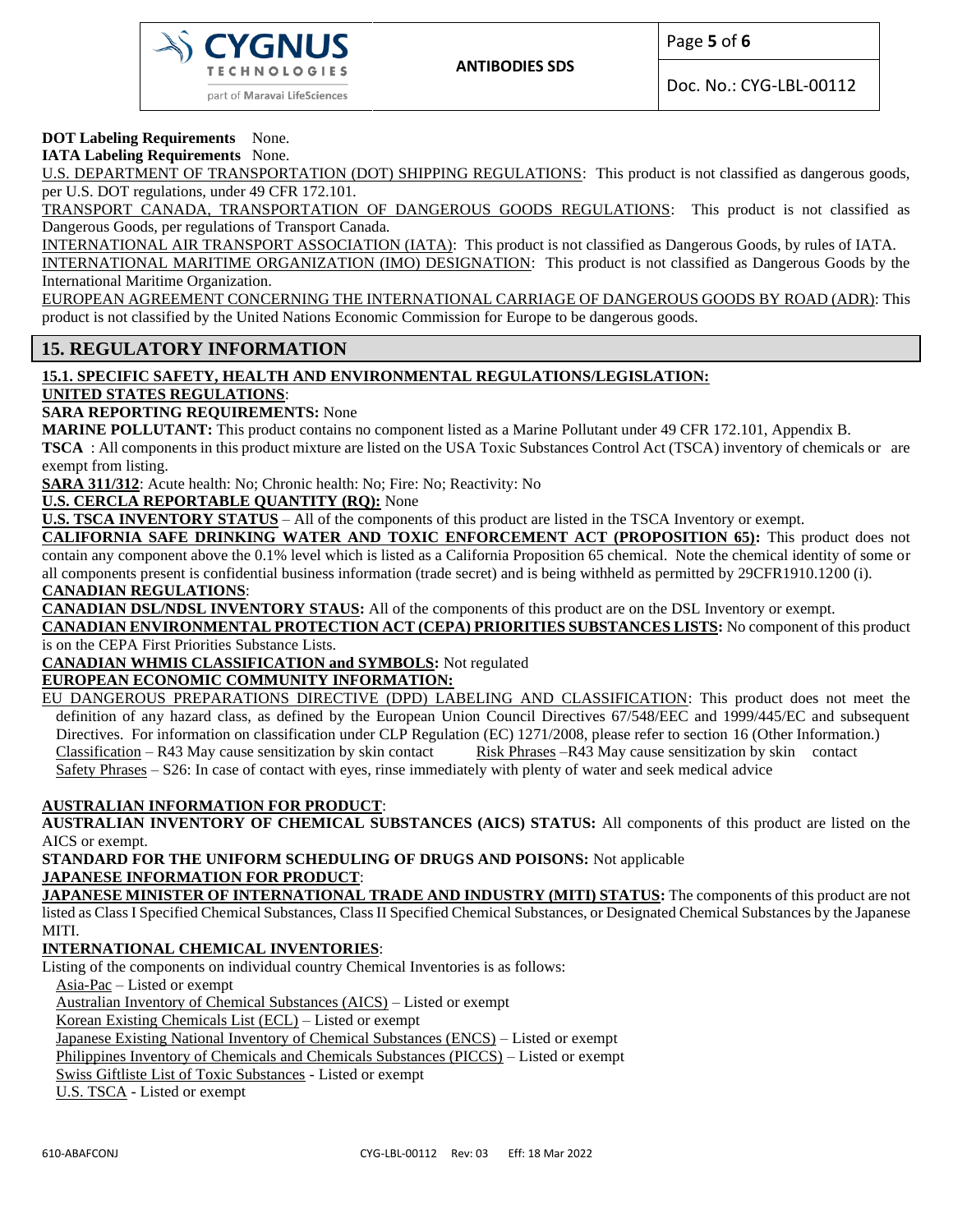**DOT Labeling Requirements** None.

**IATA Labeling Requirements** None.

U.S. DEPARTMENT OF TRANSPORTATION (DOT) SHIPPING REGULATIONS: This product is not classified as dangerous goods, per U.S. DOT regulations, under 49 CFR 172.101.

TRANSPORT CANADA, TRANSPORTATION OF DANGEROUS GOODS REGULATIONS: This product is not classified as Dangerous Goods, per regulations of Transport Canada.

INTERNATIONAL AIR TRANSPORT ASSOCIATION (IATA): This product is not classified as Dangerous Goods, by rules of IATA.

INTERNATIONAL MARITIME ORGANIZATION (IMO) DESIGNATION: This product is not classified as Dangerous Goods by the International Maritime Organization.

EUROPEAN AGREEMENT CONCERNING THE INTERNATIONAL CARRIAGE OF DANGEROUS GOODS BY ROAD (ADR): This product is not classified by the United Nations Economic Commission for Europe to be dangerous goods.

## 15. REGULATORY INFORMATION

**15.1. SPECIFIC SAFETY, HEALTH AND ENVIRONMENTAL REGULATIONS/LEGISLATION:**

**UNITED STATES REGULATIONS**:

**SARA REPORTING REQUIREMENTS:** None

**MARINE POLLUTANT:** This product contains no component listed as a Marine Pollutant under 49 CFR 172.101, Appendix B.

**TSCA** : All components in this product mixture are listed on the USA Toxic Substances Control Act (TSCA) inventory of chemicals or are exempt from listing.

**SARA 311/312**: Acute health: No; Chronic health: No; Fire: No; Reactivity: No

**U.S. CERCLA REPORTABLE QUANTITY (RQ):** None

**U.S. TSCA INVENTORY STATUS** – All of the components of this product are listed in the TSCA Inventory or exempt.

**CALIFORNIA SAFE DRINKING WATER AND TOXIC ENFORCEMENT ACT (PROPOSITION 65):** This product does not contain any component above the 0.1% level which is listed as a California Proposition 65 chemical. Note the chemical identity of some or all components present is confidential business information (trade secret) and is being withheld as permitted by 29CFR1910.1200 (i).

**CANADIAN REGULATIONS**:

**CANADIAN DSL/NDSL INVENTORY STAUS:** All of the components of this product are on the DSL Inventory or exempt.

**CANADIAN ENVIRONMENTAL PROTECTION ACT (CEPA) PRIORITIES SUBSTANCES LISTS:** No component of this product is on the CEPA First Priorities Substance Lists.

**CANADIAN WHMIS CLASSIFICATION and SYMBOLS:** Not regulated

**EUROPEAN ECONOMIC COMMUNITY INFORMATION:**

EU DANGEROUS PREPARATIONS DIRECTIVE (DPD) LABELING AND CLASSIFICATION: This product does not meet the definition of any hazard class, as defined by the European Union Council Directives 67/548/EEC and 1999/445/EC and subsequent Directives. For information on classification under CLP Regulation (EC) 1271/2008, please refer to section 16 (Other Information.)

Classification – R43 May cause sensitization by skin contact     Risk Phrases –R43 May cause sensitization by skin contact

Safety Phrases – S26: In case of contact with eyes, rinse immediately with plenty of water and seek medical advice

**AUSTRALIAN INFORMATION FOR PRODUCT**:

**AUSTRALIAN INVENTORY OF CHEMICAL SUBSTANCES (AICS) STATUS:** All components of this product are listed on the AICS or exempt.

**STANDARD FOR THE UNIFORM SCHEDULING OF DRUGS AND POISONS:** Not applicable

**JAPANESE INFORMATION FOR PRODUCT**:

**JAPANESE MINISTER OF INTERNATIONAL TRADE AND INDUSTRY (MITI) STATUS:** The components of this product are not listed as Class I Specified Chemical Substances, Class II Specified Chemical Substances, or Designated Chemical Substances by the Japanese MITI.

**INTERNATIONAL CHEMICAL INVENTORIES**:

Listing of the components on individual country Chemical Inventories is as follows:

Asia-Pac – Listed or exempt
Australian Inventory of Chemical Substances (AICS) – Listed or exempt
Korean Existing Chemicals List (ECL) – Listed or exempt
Japanese Existing National Inventory of Chemical Substances (ENCS) – Listed or exempt
Philippines Inventory of Chemicals and Chemicals Substances (PICCS) – Listed or exempt
Swiss Giftliste List of Toxic Substances - Listed or exempt
U.S. TSCA - Listed or exempt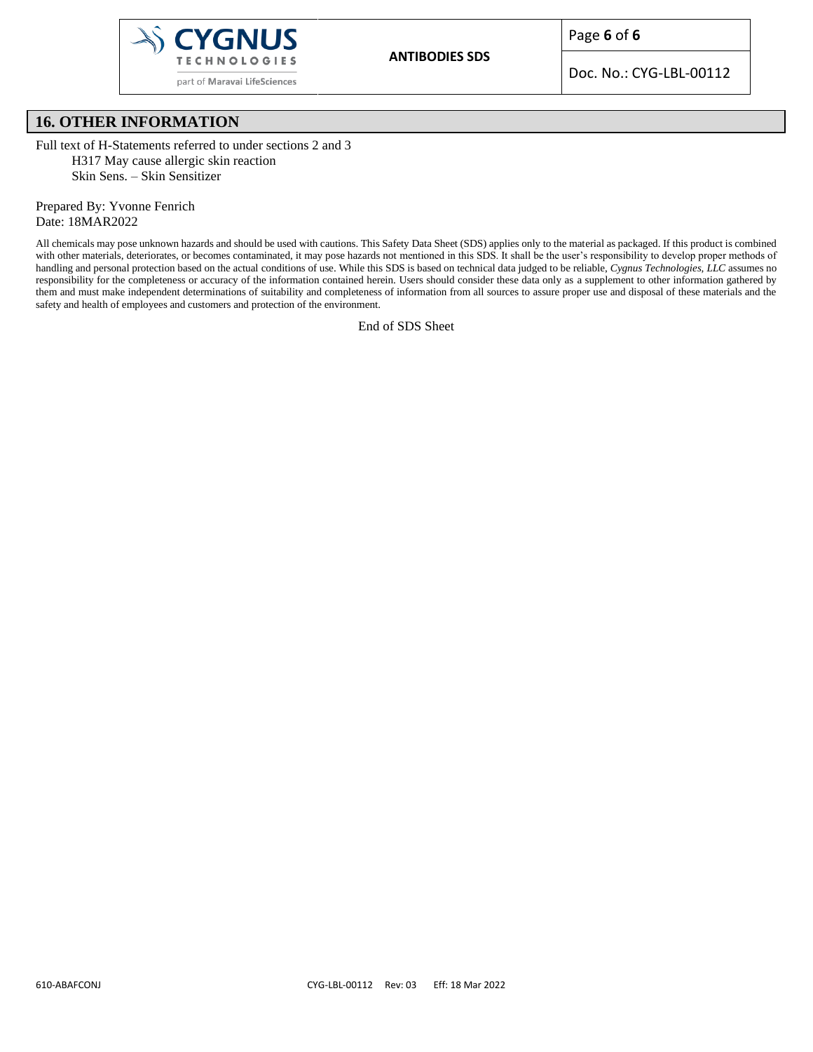## 16. OTHER INFORMATION

Full text of H-Statements referred to under sections 2 and 3

H317 May cause allergic skin reaction

Skin Sens. – Skin Sensitizer

Prepared By: Yvonne Fenrich

Date: 18MAR2022

All chemicals may pose unknown hazards and should be used with cautions. This Safety Data Sheet (SDS) applies only to the material as packaged. If this product is combined with other materials, deteriorates, or becomes contaminated, it may pose hazards not mentioned in this SDS. It shall be the user's responsibility to develop proper methods of handling and personal protection based on the actual conditions of use. While this SDS is based on technical data judged to be reliable, *Cygnus Technologies, LLC* assumes no responsibility for the completeness or accuracy of the information contained herein. Users should consider these data only as a supplement to other information gathered by them and must make independent determinations of suitability and completeness of information from all sources to assure proper use and disposal of these materials and the safety and health of employees and customers and protection of the environment.

End of SDS Sheet